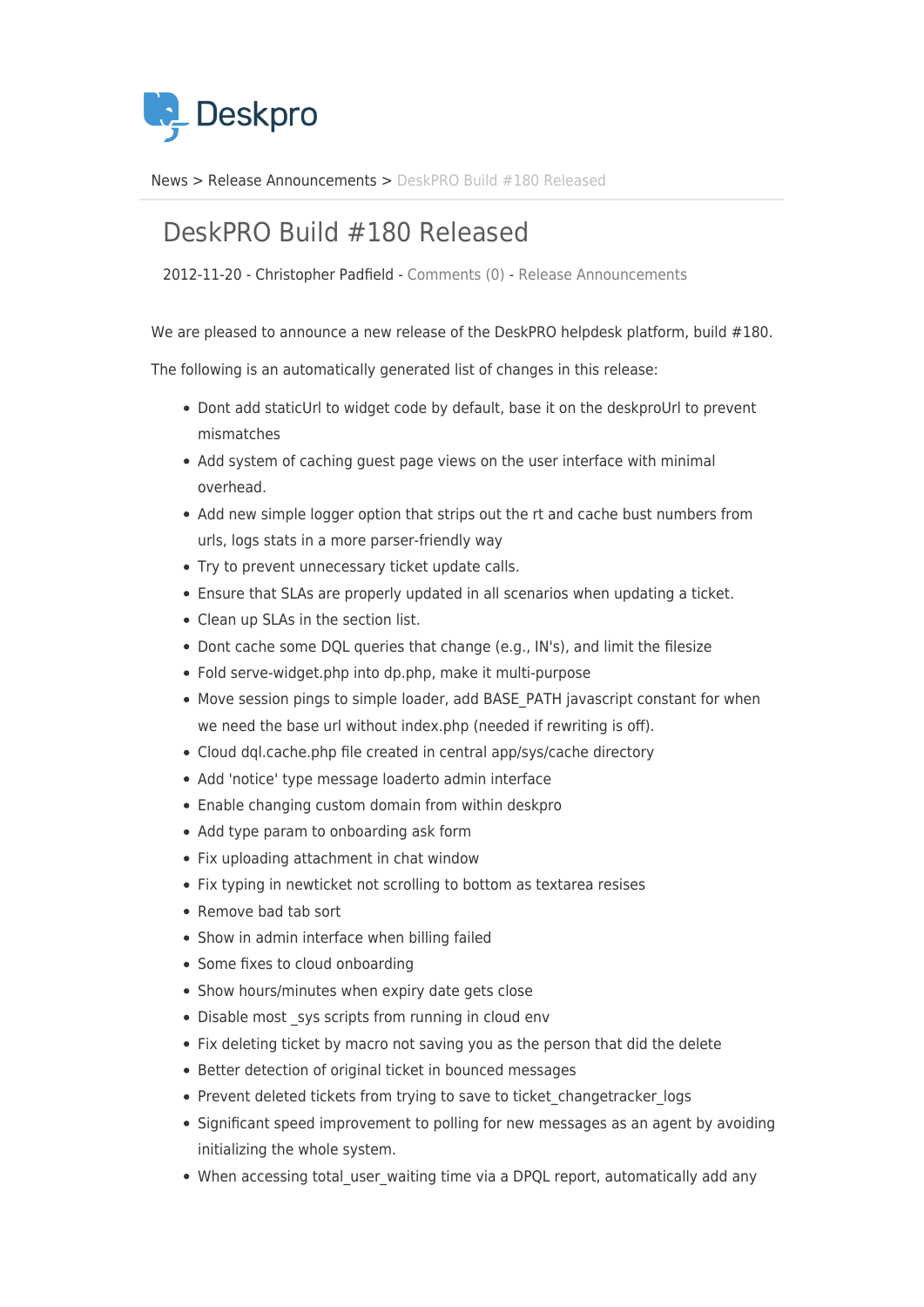Deskpro

News > Release Announcements > DeskPRO Build #180 Released

# DeskPRO Build #180 Released

2012-11-20 - Christopher Padfield - Comments (0) - Release Announcements

We are pleased to announce a new release of the DeskPRO helpdesk platform, build #180.

The following is an automatically generated list of changes in this release:

- Dont add staticUrl to widget code by default, base it on the deskproUrl to prevent mismatches
- Add system of caching guest page views on the user interface with minimal overhead.
- Add new simple logger option that strips out the rt and cache bust numbers from urls, logs stats in a more parser-friendly way
- Try to prevent unnecessary ticket update calls.
- Ensure that SLAs are properly updated in all scenarios when updating a ticket.
- Clean up SLAs in the section list.
- Dont cache some DQL queries that change (e.g., IN's), and limit the filesize
- Fold serve-widget.php into dp.php, make it multi-purpose
- Move session pings to simple loader, add BASE_PATH javascript constant for when we need the base url without index.php (needed if rewriting is off).
- Cloud dql.cache.php file created in central app/sys/cache directory
- Add 'notice' type message loaderto admin interface
- Enable changing custom domain from within deskpro
- Add type param to onboarding ask form
- Fix uploading attachment in chat window
- Fix typing in newticket not scrolling to bottom as textarea resises
- Remove bad tab sort
- Show in admin interface when billing failed
- Some fixes to cloud onboarding
- Show hours/minutes when expiry date gets close
- Disable most _sys scripts from running in cloud env
- Fix deleting ticket by macro not saving you as the person that did the delete
- Better detection of original ticket in bounced messages
- Prevent deleted tickets from trying to save to ticket_changetracker_logs
- Significant speed improvement to polling for new messages as an agent by avoiding initializing the whole system.
- When accessing total_user_waiting time via a DPQL report, automatically add any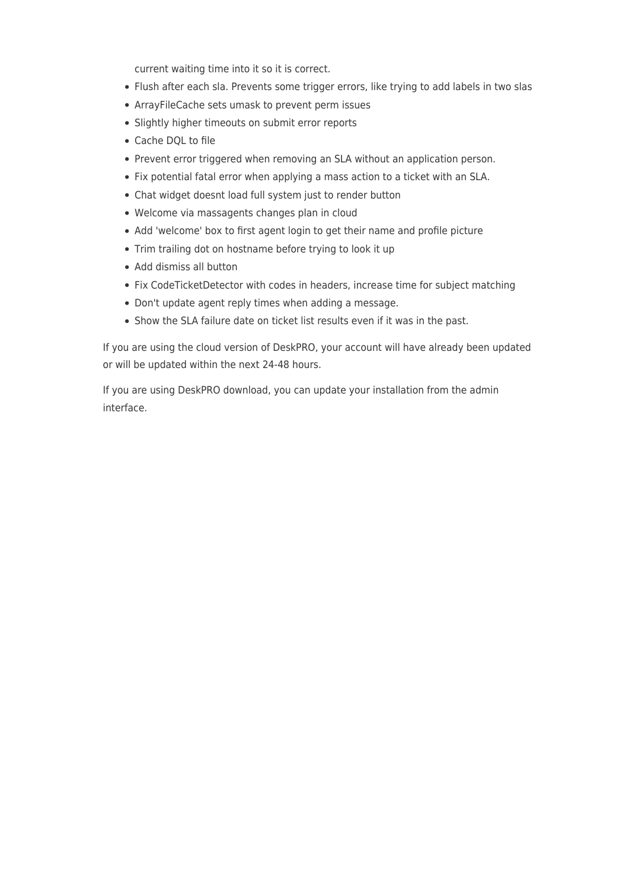current waiting time into it so it is correct.

- Flush after each sla. Prevents some trigger errors, like trying to add labels in two slas
- ArrayFileCache sets umask to prevent perm issues
- Slightly higher timeouts on submit error reports
- Cache DQL to file
- Prevent error triggered when removing an SLA without an application person.
- Fix potential fatal error when applying a mass action to a ticket with an SLA.
- Chat widget doesnt load full system just to render button
- Welcome via massagents changes plan in cloud
- Add 'welcome' box to first agent login to get their name and profile picture
- Trim trailing dot on hostname before trying to look it up
- Add dismiss all button
- Fix CodeTicketDetector with codes in headers, increase time for subject matching
- Don't update agent reply times when adding a message.
- Show the SLA failure date on ticket list results even if it was in the past.

If you are using the cloud version of DeskPRO, your account will have already been updated or will be updated within the next 24-48 hours.

If you are using DeskPRO download, you can update your installation from the admin interface.